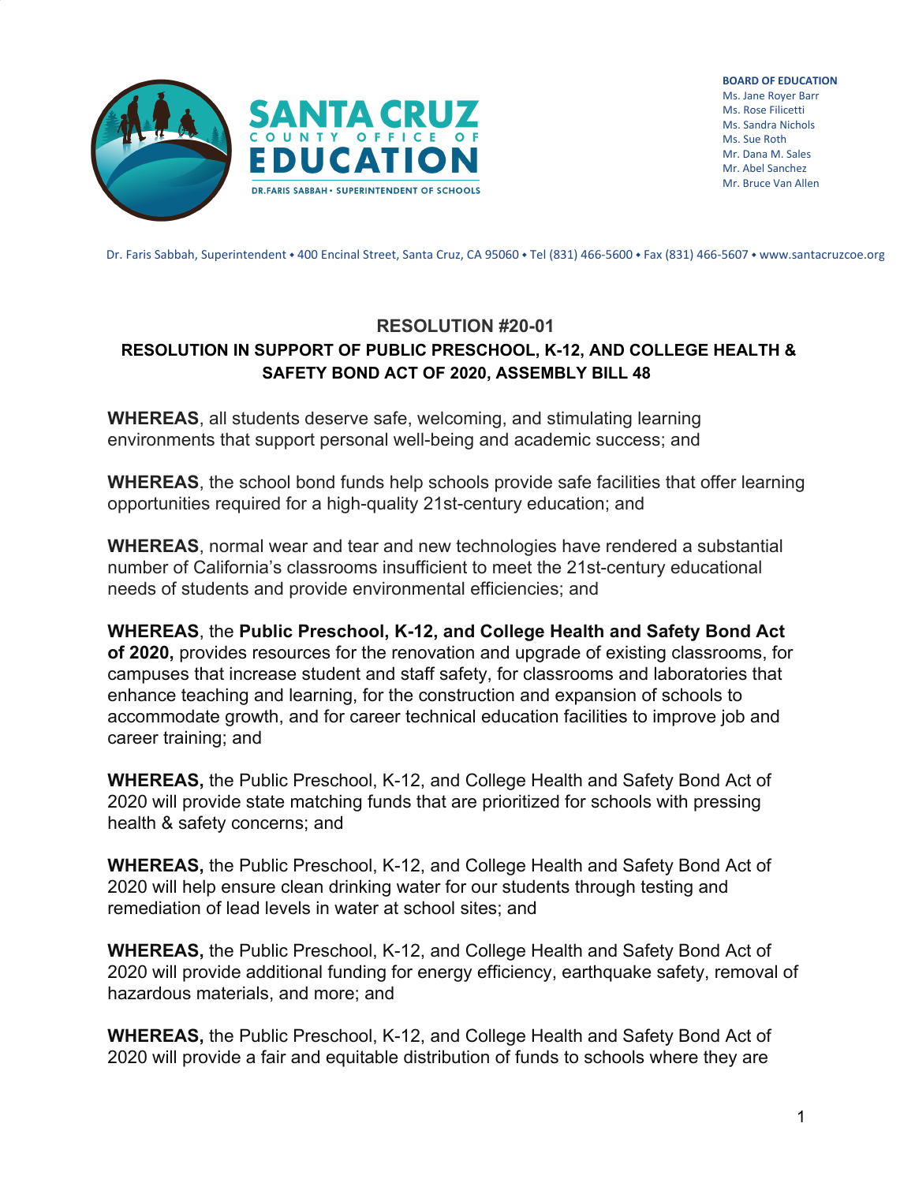SANTA CRUZ COUNTY OFFICE OF EDUCATION

DR. FARIS SABBAH • SUPERINTENDENT OF SCHOOLS

**BOARD OF EDUCATION**
Ms. Jane Royer Barr
Ms. Rose Filicetti
Ms. Sandra Nichols
Ms. Sue Roth
Mr. Dana M. Sales
Mr. Abel Sanchez
Mr. Bruce Van Allen

Dr. Faris Sabbah, Superintendent • 400 Encinal Street, Santa Cruz, CA 95060 • Tel (831) 466-5600 • Fax (831) 466-5607 • www.santacruzcoe.org

# RESOLUTION #20-01

## RESOLUTION IN SUPPORT OF PUBLIC PRESCHOOL, K-12, AND COLLEGE HEALTH & SAFETY BOND ACT OF 2020, ASSEMBLY BILL 48

**WHEREAS**, all students deserve safe, welcoming, and stimulating learning environments that support personal well-being and academic success; and

**WHEREAS**, the school bond funds help schools provide safe facilities that offer learning opportunities required for a high-quality 21st-century education; and

**WHEREAS**, normal wear and tear and new technologies have rendered a substantial number of California's classrooms insufficient to meet the 21st-century educational needs of students and provide environmental efficiencies; and

**WHEREAS**, the **Public Preschool, K-12, and College Health and Safety Bond Act of 2020,** provides resources for the renovation and upgrade of existing classrooms, for campuses that increase student and staff safety, for classrooms and laboratories that enhance teaching and learning, for the construction and expansion of schools to accommodate growth, and for career technical education facilities to improve job and career training; and

**WHEREAS,** the Public Preschool, K-12, and College Health and Safety Bond Act of 2020 will provide state matching funds that are prioritized for schools with pressing health & safety concerns; and

**WHEREAS,** the Public Preschool, K-12, and College Health and Safety Bond Act of 2020 will help ensure clean drinking water for our students through testing and remediation of lead levels in water at school sites; and

**WHEREAS,** the Public Preschool, K-12, and College Health and Safety Bond Act of 2020 will provide additional funding for energy efficiency, earthquake safety, removal of hazardous materials, and more; and

**WHEREAS,** the Public Preschool, K-12, and College Health and Safety Bond Act of 2020 will provide a fair and equitable distribution of funds to schools where they are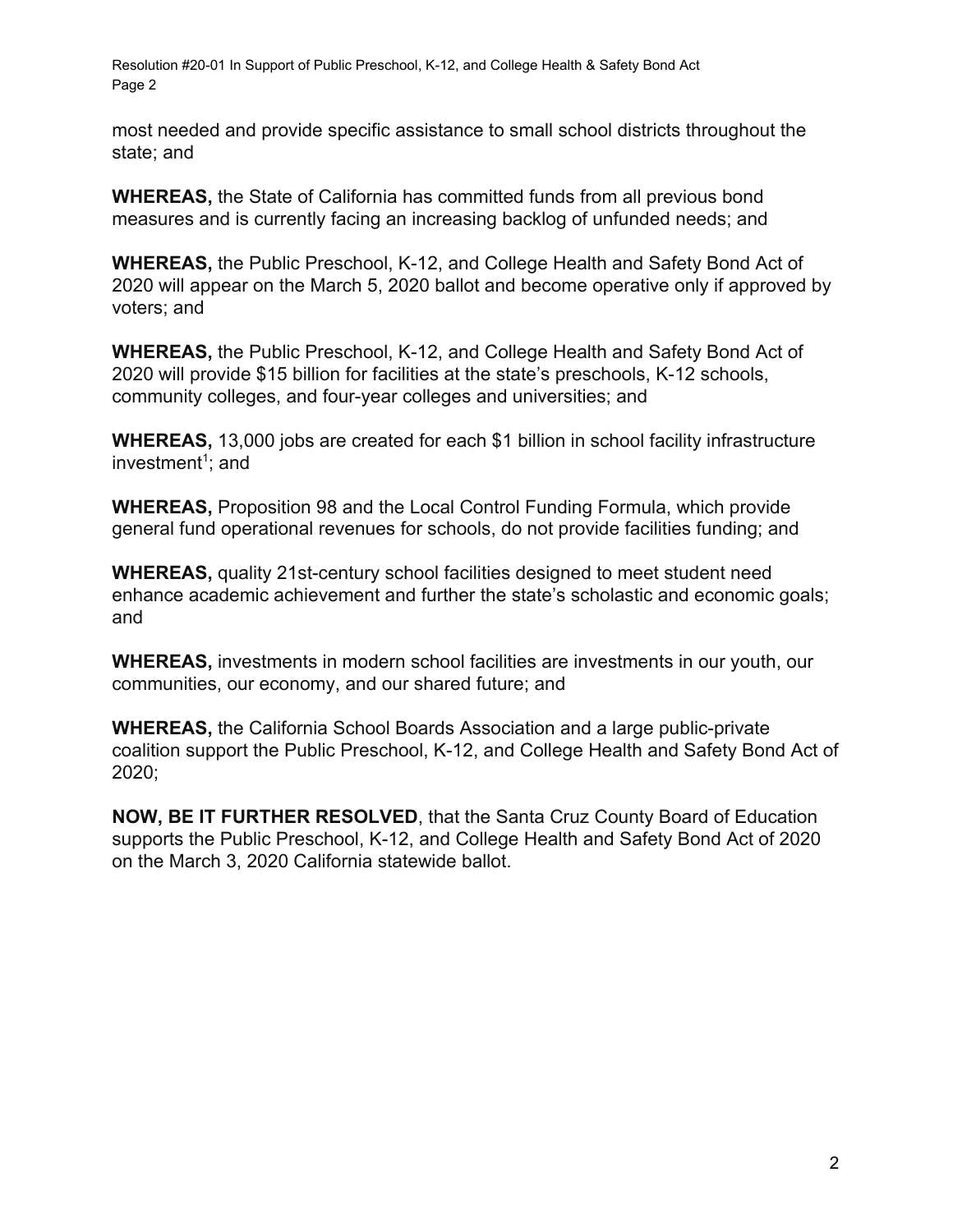most needed and provide specific assistance to small school districts throughout the state; and

**WHEREAS,** the State of California has committed funds from all previous bond measures and is currently facing an increasing backlog of unfunded needs; and

**WHEREAS,** the Public Preschool, K-12, and College Health and Safety Bond Act of 2020 will appear on the March 5, 2020 ballot and become operative only if approved by voters; and

**WHEREAS,** the Public Preschool, K-12, and College Health and Safety Bond Act of 2020 will provide $15 billion for facilities at the state's preschools, K-12 schools, community colleges, and four-year colleges and universities; and

**WHEREAS,** 13,000 jobs are created for each $1 billion in school facility infrastructure investment[1]; and

**WHEREAS,** Proposition 98 and the Local Control Funding Formula, which provide general fund operational revenues for schools, do not provide facilities funding; and

**WHEREAS,** quality 21st-century school facilities designed to meet student need enhance academic achievement and further the state's scholastic and economic goals; and

**WHEREAS,** investments in modern school facilities are investments in our youth, our communities, our economy, and our shared future; and

**WHEREAS,** the California School Boards Association and a large public-private coalition support the Public Preschool, K-12, and College Health and Safety Bond Act of 2020;

**NOW, BE IT FURTHER RESOLVED**, that the Santa Cruz County Board of Education supports the Public Preschool, K-12, and College Health and Safety Bond Act of 2020 on the March 3, 2020 California statewide ballot.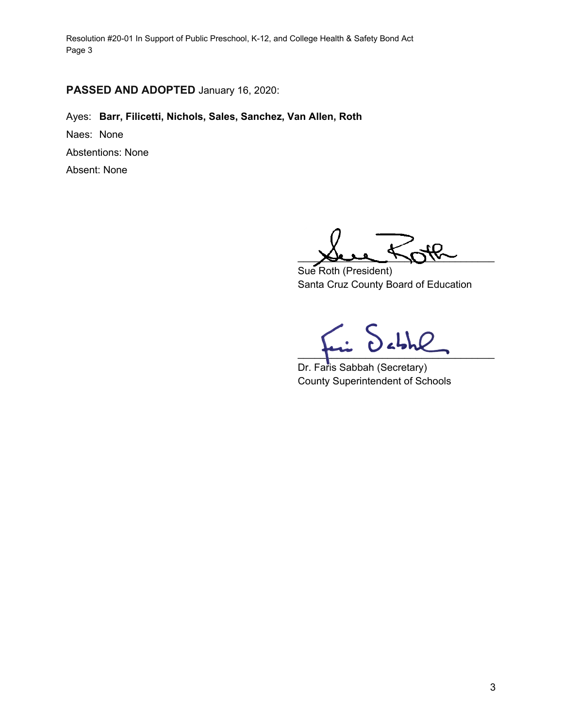**PASSED AND ADOPTED** January 16, 2020:

Ayes: **Barr, Filicetti, Nichols, Sales, Sanchez, Van Allen, Roth**

Naes: None

Abstentions: None

Absent: None

Sue Roth (President)
Santa Cruz County Board of Education

Dr. Faris Sabbah (Secretary)
County Superintendent of Schools